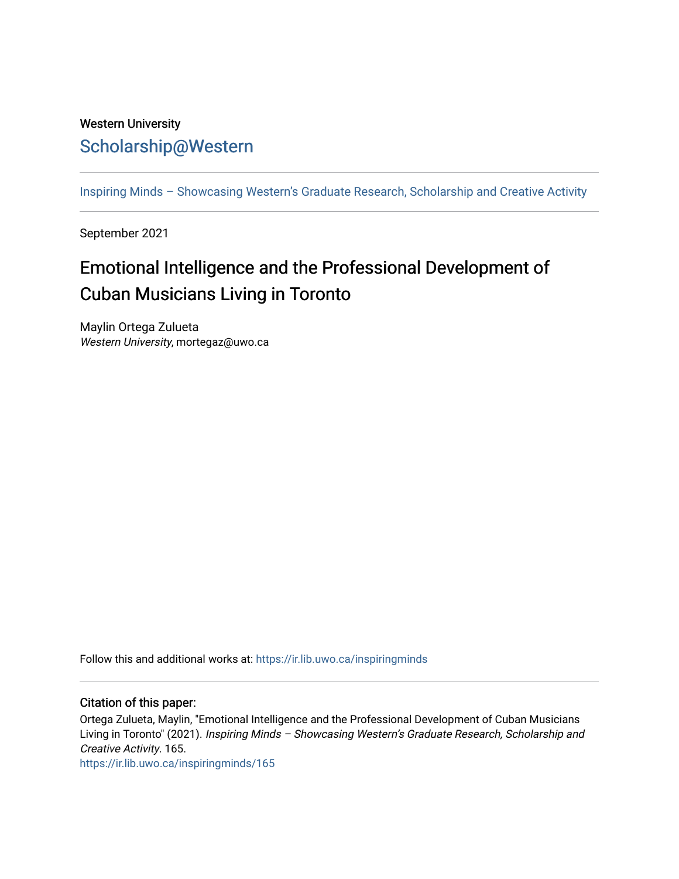Western University

# Scholarship@Western

Inspiring Minds – Showcasing Western's Graduate Research, Scholarship and Creative Activity

September 2021

## Emotional Intelligence and the Professional Development of Cuban Musicians Living in Toronto

Maylin Ortega Zulueta
*Western University*, mortegaz@uwo.ca

Follow this and additional works at: https://ir.lib.uwo.ca/inspiringminds

### Citation of this paper:

Ortega Zulueta, Maylin, "Emotional Intelligence and the Professional Development of Cuban Musicians Living in Toronto" (2021). *Inspiring Minds – Showcasing Western's Graduate Research, Scholarship and Creative Activity*. 165.
https://ir.lib.uwo.ca/inspiringminds/165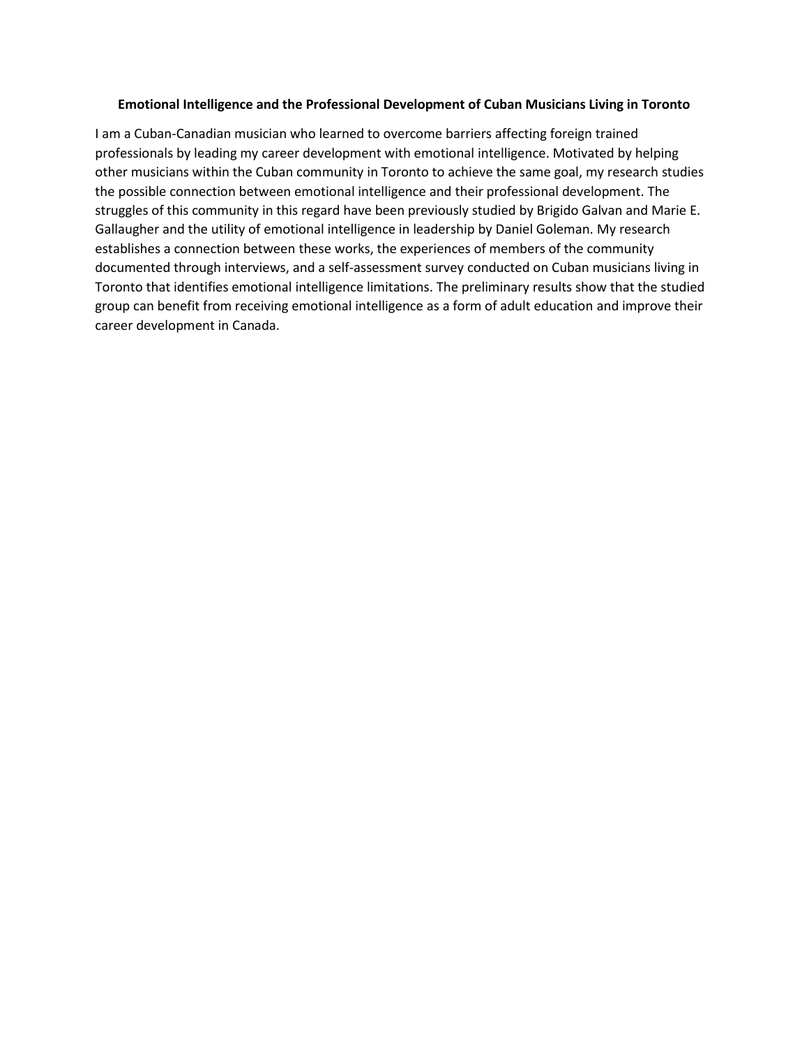**Emotional Intelligence and the Professional Development of Cuban Musicians Living in Toronto**

I am a Cuban-Canadian musician who learned to overcome barriers affecting foreign trained professionals by leading my career development with emotional intelligence. Motivated by helping other musicians within the Cuban community in Toronto to achieve the same goal, my research studies the possible connection between emotional intelligence and their professional development. The struggles of this community in this regard have been previously studied by Brigido Galvan and Marie E. Gallaugher and the utility of emotional intelligence in leadership by Daniel Goleman. My research establishes a connection between these works, the experiences of members of the community documented through interviews, and a self-assessment survey conducted on Cuban musicians living in Toronto that identifies emotional intelligence limitations. The preliminary results show that the studied group can benefit from receiving emotional intelligence as a form of adult education and improve their career development in Canada.